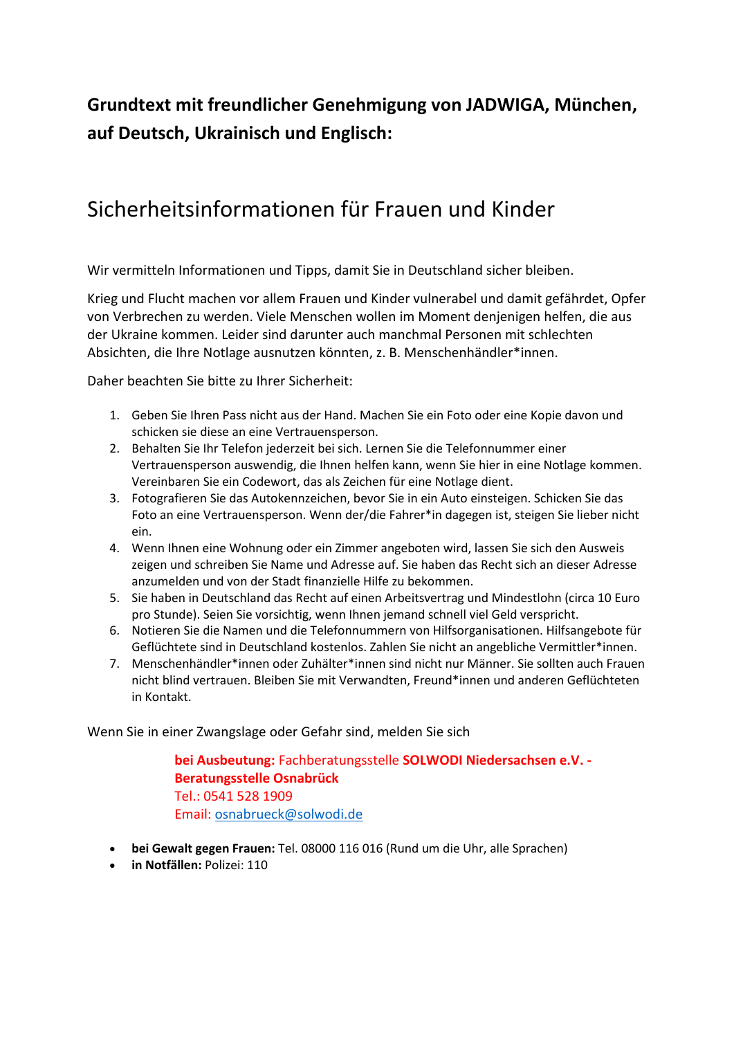**Grundtext mit freundlicher Genehmigung von JADWIGA, München, auf Deutsch, Ukrainisch und Englisch:**

# Sicherheitsinformationen für Frauen und Kinder

Wir vermitteln Informationen und Tipps, damit Sie in Deutschland sicher bleiben.

Krieg und Flucht machen vor allem Frauen und Kinder vulnerabel und damit gefährdet, Opfer von Verbrechen zu werden. Viele Menschen wollen im Moment denjenigen helfen, die aus der Ukraine kommen. Leider sind darunter auch manchmal Personen mit schlechten Absichten, die Ihre Notlage ausnutzen könnten, z. B. Menschenhändler*innen.

Daher beachten Sie bitte zu Ihrer Sicherheit:

1. Geben Sie Ihren Pass nicht aus der Hand. Machen Sie ein Foto oder eine Kopie davon und schicken sie diese an eine Vertrauensperson.
2. Behalten Sie Ihr Telefon jederzeit bei sich. Lernen Sie die Telefonnummer einer Vertrauensperson auswendig, die Ihnen helfen kann, wenn Sie hier in eine Notlage kommen. Vereinbaren Sie ein Codewort, das als Zeichen für eine Notlage dient.
3. Fotografieren Sie das Autokennzeichen, bevor Sie in ein Auto einsteigen. Schicken Sie das Foto an eine Vertrauensperson. Wenn der/die Fahrer*in dagegen ist, steigen Sie lieber nicht ein.
4. Wenn Ihnen eine Wohnung oder ein Zimmer angeboten wird, lassen Sie sich den Ausweis zeigen und schreiben Sie Name und Adresse auf. Sie haben das Recht sich an dieser Adresse anzumelden und von der Stadt finanzielle Hilfe zu bekommen.
5. Sie haben in Deutschland das Recht auf einen Arbeitsvertrag und Mindestlohn (circa 10 Euro pro Stunde). Seien Sie vorsichtig, wenn Ihnen jemand schnell viel Geld verspricht.
6. Notieren Sie die Namen und die Telefonnummern von Hilfsorganisationen. Hilfsangebote für Geflüchtete sind in Deutschland kostenlos. Zahlen Sie nicht an angebliche Vermittler*innen.
7. Menschenhändler*innen oder Zuhälter*innen sind nicht nur Männer. Sie sollten auch Frauen nicht blind vertrauen. Bleiben Sie mit Verwandten, Freund*innen und anderen Geflüchteten in Kontakt.

Wenn Sie in einer Zwangslage oder Gefahr sind, melden Sie sich

**bei Ausbeutung:** Fachberatungsstelle **SOLWODI Niedersachsen e.V. - Beratungsstelle Osnabrück**
Tel.: 0541 528 1909
Email: osnabrueck@solwodi.de

- **bei Gewalt gegen Frauen:** Tel. 08000 116 016 (Rund um die Uhr, alle Sprachen)
- **in Notfällen:** Polizei: 110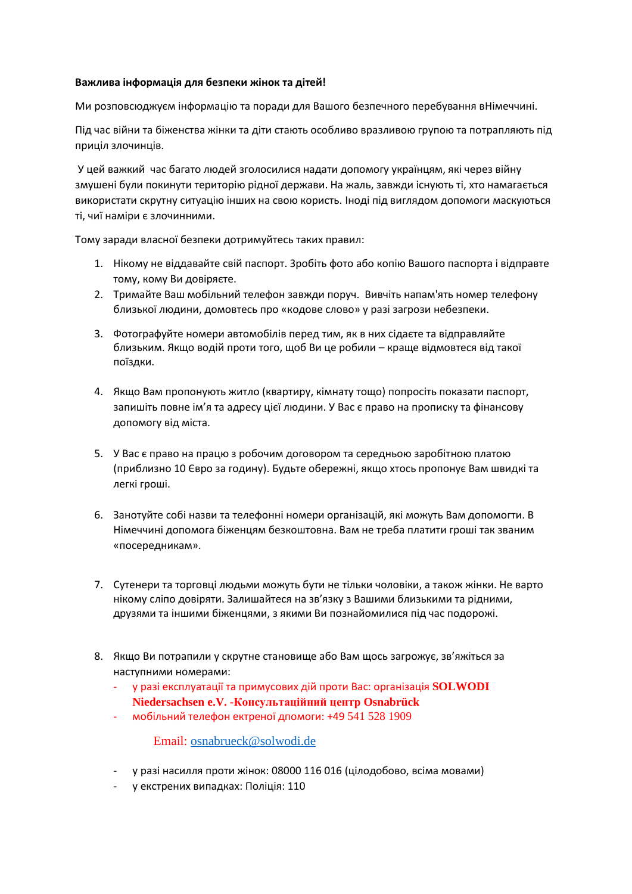**Важлива інформація для безпеки жінок та дітей!**

Ми розповсюджуєм інформацію та поради для Вашого безпечного перебування вНімеччині.

Під час війни та біженства жінки та діти стають особливо вразливою групою та потрапляють під приціл злочинців.

У цей важкий час багато людей зголосилися надати допомогу українцям, які через війну змушені були покинути територію рідної держави. На жаль, завжди існують ті, хто намагається використати скрутну ситуацію інших на свою користь. Іноді під виглядом допомоги маскуються ті, чиї наміри є злочинними.

Тому заради власної безпеки дотримуйтесь таких правил:

1. Нікому не віддавайте свій паспорт. Зробіть фото або копію Вашого паспорта і відправте тому, кому Ви довіряєте.
2. Тримайте Ваш мобільний телефон завжди поруч. Вивчіть напам'ять номер телефону близької людини, домовтесь про «кодове слово» у разі загрози небезпеки.
3. Фотографуйте номери автомобілів перед тим, як в них сідаєте та відправляйте близьким. Якщо водій проти того, щоб Ви це робили – краще відмовтеся від такої поїздки.
4. Якщо Вам пропонують житло (квартиру, кімнату тощо) попросіть показати паспорт, запишіть повне ім'я та адресу цієї людини. У Вас є право на прописку та фінансову допомогу від міста.
5. У Вас є право на працю з робочим договором та середньою заробітною платою (приблизно 10 Євро за годину). Будьте обережні, якщо хтось пропонує Вам швидкі та легкі гроші.
6. Занотуйте собі назви та телефонні номери організацій, які можуть Вам допомогти. В Німеччині допомога біженцям безкоштовна. Вам не треба платити гроші так званим «посередникам».
7. Сутенери та торговці людьми можуть бути не тільки чоловіки, а також жінки. Не варто нікому сліпо довіряти. Залишайтеся на зв'язку з Вашими близькими та рідними, друзями та іншими біженцями, з якими Ви познайомилися під час подорожі.
8. Якщо Ви потрапили у скрутне становище або Вам щось загрожує, зв'яжіться за наступними номерами:
   - у разі експлуатації та примусових дій проти Вас: організація **SOLWODI Niedersachsen e.V. -Консультаційний центр Osnabrück**
   - мобільний телефон ектреної дпомоги: +49 541 528 1909

     Email: osnabrueck@solwodi.de

   - у разі насилля проти жінок: 08000 116 016 (цілодобово, всіма мовами)
   - у екстрених випадках: Поліція: 110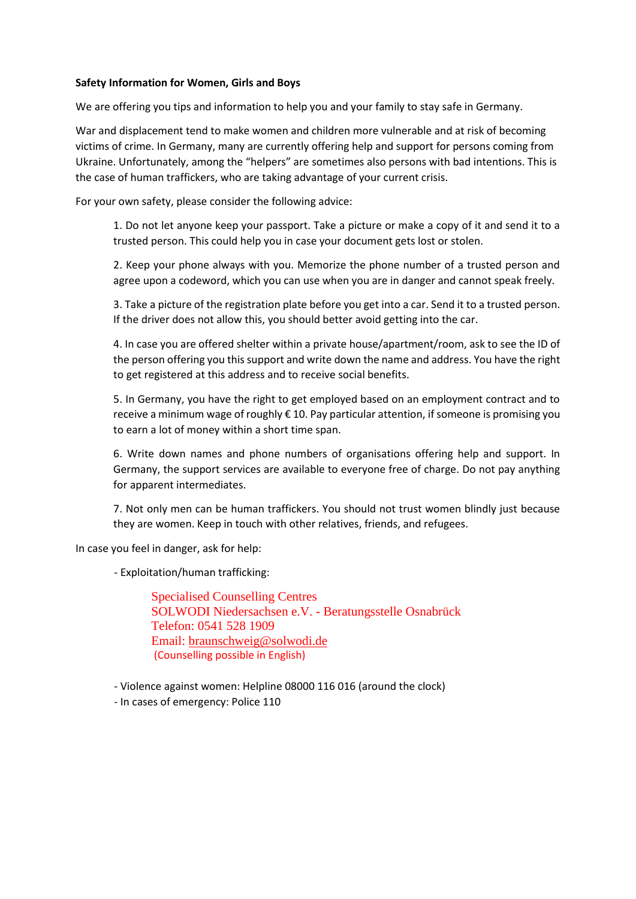**Safety Information for Women, Girls and Boys**

We are offering you tips and information to help you and your family to stay safe in Germany.

War and displacement tend to make women and children more vulnerable and at risk of becoming victims of crime. In Germany, many are currently offering help and support for persons coming from Ukraine. Unfortunately, among the “helpers” are sometimes also persons with bad intentions. This is the case of human traffickers, who are taking advantage of your current crisis.

For your own safety, please consider the following advice:

1. Do not let anyone keep your passport. Take a picture or make a copy of it and send it to a trusted person. This could help you in case your document gets lost or stolen.

2. Keep your phone always with you. Memorize the phone number of a trusted person and agree upon a codeword, which you can use when you are in danger and cannot speak freely.

3. Take a picture of the registration plate before you get into a car. Send it to a trusted person. If the driver does not allow this, you should better avoid getting into the car.

4. In case you are offered shelter within a private house/apartment/room, ask to see the ID of the person offering you this support and write down the name and address. You have the right to get registered at this address and to receive social benefits.

5. In Germany, you have the right to get employed based on an employment contract and to receive a minimum wage of roughly € 10. Pay particular attention, if someone is promising you to earn a lot of money within a short time span.

6. Write down names and phone numbers of organisations offering help and support. In Germany, the support services are available to everyone free of charge. Do not pay anything for apparent intermediates.

7. Not only men can be human traffickers. You should not trust women blindly just because they are women. Keep in touch with other relatives, friends, and refugees.

In case you feel in danger, ask for help:

- Exploitation/human trafficking:

  Specialised Counselling Centres
  SOLWODI Niedersachsen e.V. - Beratungsstelle Osnabrück
  Telefon: 0541 528 1909
  Email: braunschweig@solwodi.de
  (Counselling possible in English)

- Violence against women: Helpline 08000 116 016 (around the clock)
- In cases of emergency: Police 110